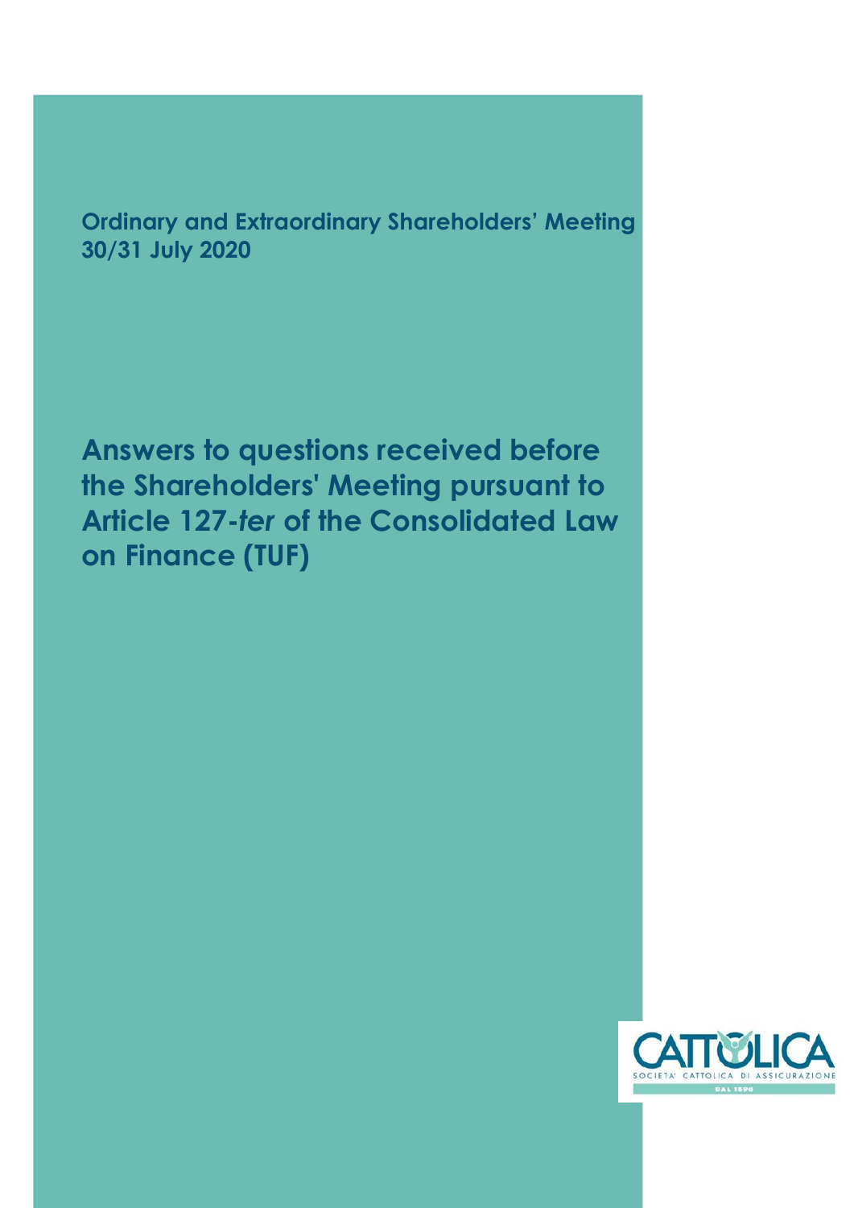**Ordinary and Extraordinary Shareholders' Meeting 30/31 July 2020**

# Answers to questions received before the Shareholders' Meeting pursuant to Article 127-*ter* of the Consolidated Law on Finance (TUF)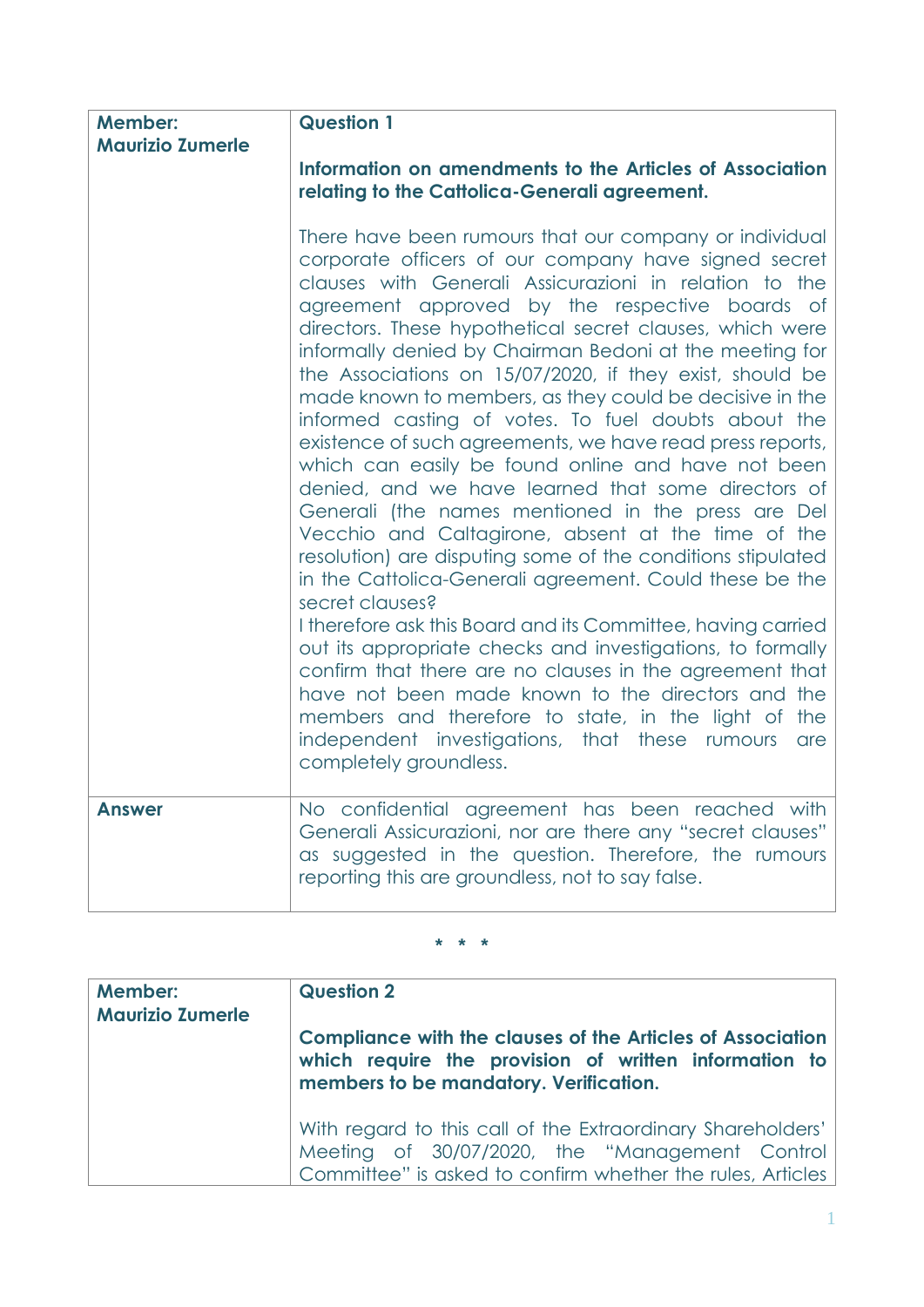| | |
|---|---|
| **Member:**<br>**Maurizio Zumerle** | **Question 1**<br><br>**Information on amendments to the Articles of Association relating to the Cattolica-Generali agreement.**<br><br>There have been rumours that our company or individual corporate officers of our company have signed secret clauses with Generali Assicurazioni in relation to the agreement approved by the respective boards of directors. These hypothetical secret clauses, which were informally denied by Chairman Bedoni at the meeting for the Associations on 15/07/2020, if they exist, should be made known to members, as they could be decisive in the informed casting of votes. To fuel doubts about the existence of such agreements, we have read press reports, which can easily be found online and have not been denied, and we have learned that some directors of Generali (the names mentioned in the press are Del Vecchio and Caltagirone, absent at the time of the resolution) are disputing some of the conditions stipulated in the Cattolica-Generali agreement. Could these be the secret clauses?<br>I therefore ask this Board and its Committee, having carried out its appropriate checks and investigations, to formally confirm that there are no clauses in the agreement that have not been made known to the directors and the members and therefore to state, in the light of the independent investigations, that these rumours are completely groundless. |
| **Answer** | No confidential agreement has been reached with Generali Assicurazioni, nor are there any "secret clauses" as suggested in the question. Therefore, the rumours reporting this are groundless, not to say false. |

\* \* \*

| | |
|---|---|
| **Member:**<br>**Maurizio Zumerle** | **Question 2**<br><br>**Compliance with the clauses of the Articles of Association which require the provision of written information to members to be mandatory. Verification.**<br><br>With regard to this call of the Extraordinary Shareholders' Meeting of 30/07/2020, the "Management Control Committee" is asked to confirm whether the rules, Articles |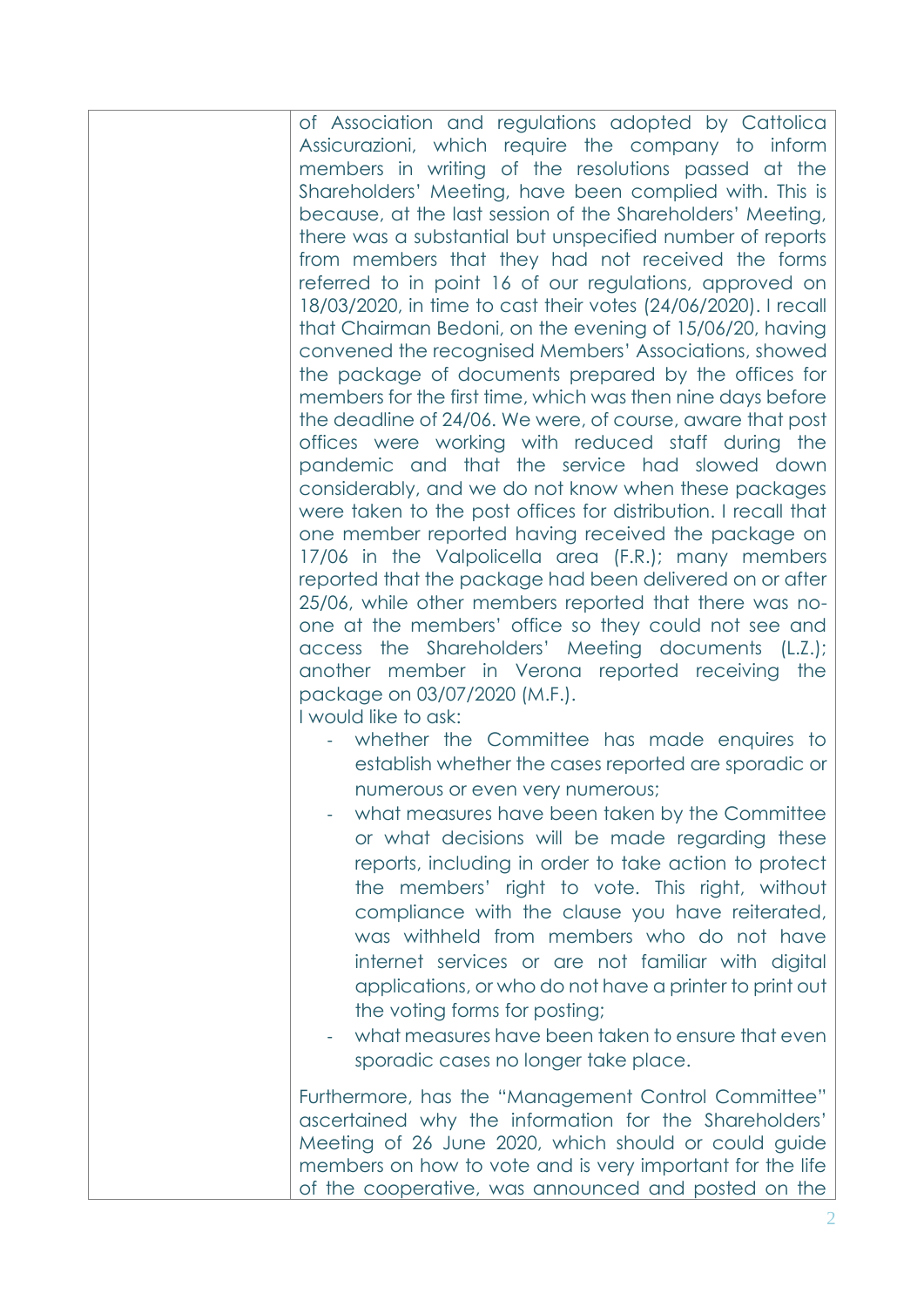| | of Association and regulations adopted by Cattolica Assicurazioni, which require the company to inform members in writing of the resolutions passed at the Shareholders' Meeting, have been complied with. This is because, at the last session of the Shareholders' Meeting, there was a substantial but unspecified number of reports from members that they had not received the forms referred to in point 16 of our regulations, approved on 18/03/2020, in time to cast their votes (24/06/2020). I recall that Chairman Bedoni, on the evening of 15/06/20, having convened the recognised Members' Associations, showed the package of documents prepared by the offices for members for the first time, which was then nine days before the deadline of 24/06. We were, of course, aware that post offices were working with reduced staff during the pandemic and that the service had slowed down considerably, and we do not know when these packages were taken to the post offices for distribution. I recall that one member reported having received the package on 17/06 in the Valpolicella area (F.R.); many members reported that the package had been delivered on or after 25/06, while other members reported that there was no-one at the members' office so they could not see and access the Shareholders' Meeting documents (L.Z.); another member in Verona reported receiving the package on 03/07/2020 (M.F.).<br>I would like to ask:<br>- whether the Committee has made enquires to establish whether the cases reported are sporadic or numerous or even very numerous;<br>- what measures have been taken by the Committee or what decisions will be made regarding these reports, including in order to take action to protect the members' right to vote. This right, without compliance with the clause you have reiterated, was withheld from members who do not have internet services or are not familiar with digital applications, or who do not have a printer to print out the voting forms for posting;<br>- what measures have been taken to ensure that even sporadic cases no longer take place.<br><br>Furthermore, has the "Management Control Committee" ascertained why the information for the Shareholders' Meeting of 26 June 2020, which should or could guide members on how to vote and is very important for the life of the cooperative, was announced and posted on the |
|---|---|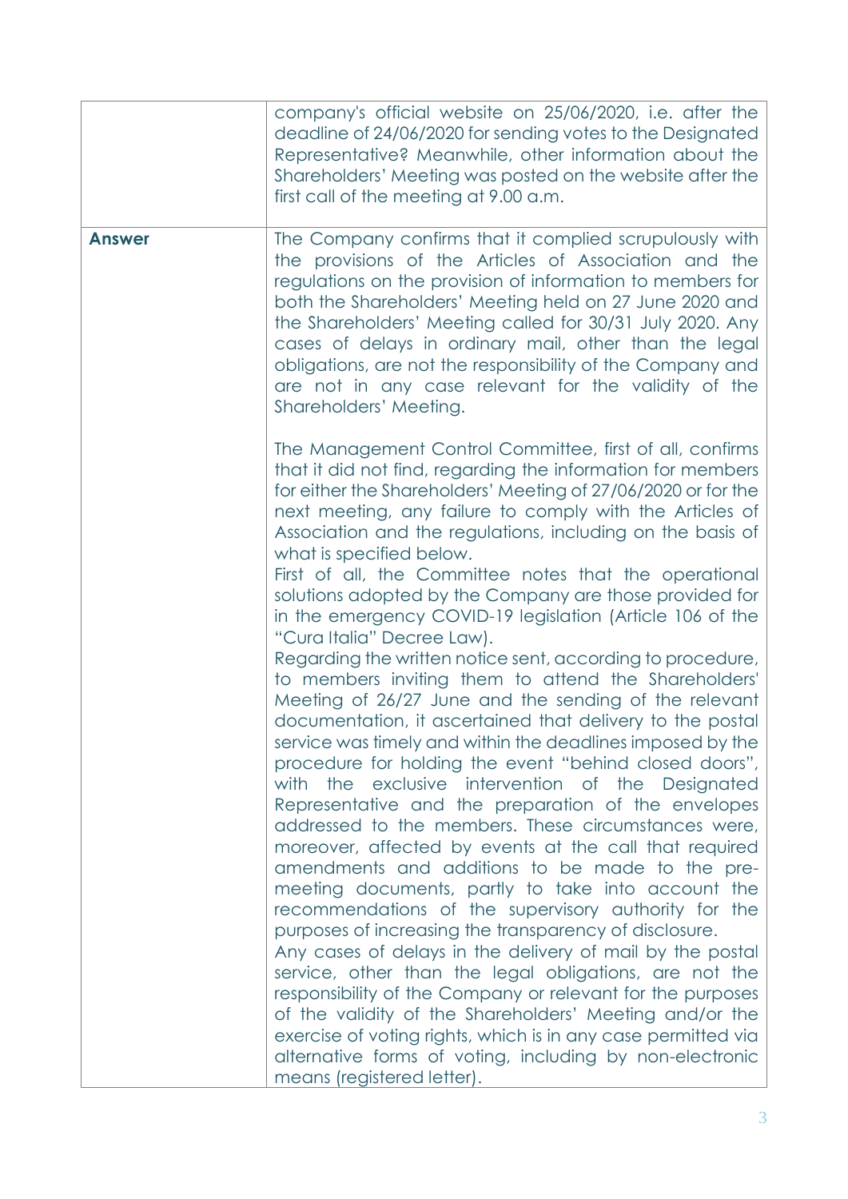| | |
|---|---|
| | company's official website on 25/06/2020, i.e. after the deadline of 24/06/2020 for sending votes to the Designated Representative? Meanwhile, other information about the Shareholders' Meeting was posted on the website after the first call of the meeting at 9.00 a.m. |
| **Answer** | The Company confirms that it complied scrupulously with the provisions of the Articles of Association and the regulations on the provision of information to members for both the Shareholders' Meeting held on 27 June 2020 and the Shareholders' Meeting called for 30/31 July 2020. Any cases of delays in ordinary mail, other than the legal obligations, are not the responsibility of the Company and are not in any case relevant for the validity of the Shareholders' Meeting.<br><br>The Management Control Committee, first of all, confirms that it did not find, regarding the information for members for either the Shareholders' Meeting of 27/06/2020 or for the next meeting, any failure to comply with the Articles of Association and the regulations, including on the basis of what is specified below.<br>First of all, the Committee notes that the operational solutions adopted by the Company are those provided for in the emergency COVID-19 legislation (Article 106 of the "Cura Italia" Decree Law).<br>Regarding the written notice sent, according to procedure, to members inviting them to attend the Shareholders' Meeting of 26/27 June and the sending of the relevant documentation, it ascertained that delivery to the postal service was timely and within the deadlines imposed by the procedure for holding the event "behind closed doors", with the exclusive intervention of the Designated Representative and the preparation of the envelopes addressed to the members. These circumstances were, moreover, affected by events at the call that required amendments and additions to be made to the pre-meeting documents, partly to take into account the recommendations of the supervisory authority for the purposes of increasing the transparency of disclosure.<br>Any cases of delays in the delivery of mail by the postal service, other than the legal obligations, are not the responsibility of the Company or relevant for the purposes of the validity of the Shareholders' Meeting and/or the exercise of voting rights, which is in any case permitted via alternative forms of voting, including by non-electronic means (registered letter). |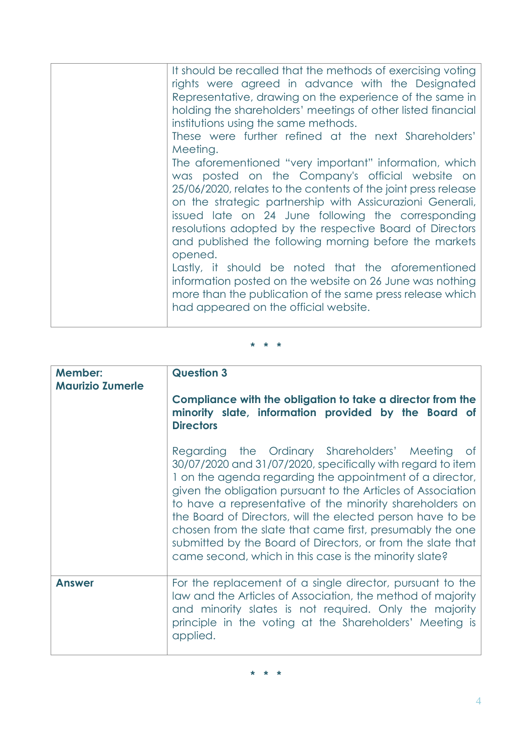| | |
|---|---|
| | It should be recalled that the methods of exercising voting rights were agreed in advance with the Designated Representative, drawing on the experience of the same in holding the shareholders' meetings of other listed financial institutions using the same methods.<br>These were further refined at the next Shareholders' Meeting.<br>The aforementioned "very important" information, which was posted on the Company's official website on 25/06/2020, relates to the contents of the joint press release on the strategic partnership with Assicurazioni Generali, issued late on 24 June following the corresponding resolutions adopted by the respective Board of Directors and published the following morning before the markets opened.<br>Lastly, it should be noted that the aforementioned information posted on the website on 26 June was nothing more than the publication of the same press release which had appeared on the official website. |

\* \* \*

| | |
|---|---|
| **Member:**<br>**Maurizio Zumerle** | **Question 3**<br><br>**Compliance with the obligation to take a director from the minority slate, information provided by the Board of Directors**<br><br>Regarding the Ordinary Shareholders' Meeting of 30/07/2020 and 31/07/2020, specifically with regard to item 1 on the agenda regarding the appointment of a director, given the obligation pursuant to the Articles of Association to have a representative of the minority shareholders on the Board of Directors, will the elected person have to be chosen from the slate that came first, presumably the one submitted by the Board of Directors, or from the slate that came second, which in this case is the minority slate? |
| **Answer** | For the replacement of a single director, pursuant to the law and the Articles of Association, the method of majority and minority slates is not required. Only the majority principle in the voting at the Shareholders' Meeting is applied. |

\* \* \*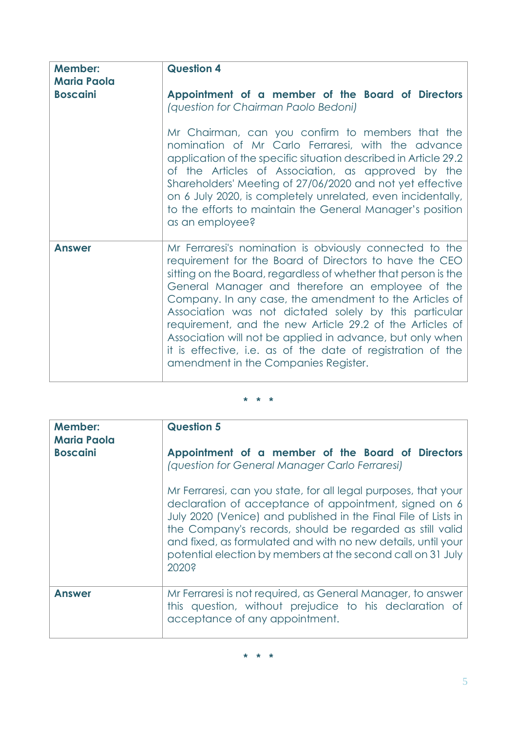| Member: Maria Paola Boscaini | **Question 4**<br><br>**Appointment of a member of the Board of Directors** *(question for Chairman Paolo Bedoni)*<br><br>Mr Chairman, can you confirm to members that the nomination of Mr Carlo Ferraresi, with the advance application of the specific situation described in Article 29.2 of the Articles of Association, as approved by the Shareholders' Meeting of 27/06/2020 and not yet effective on 6 July 2020, is completely unrelated, even incidentally, to the efforts to maintain the General Manager's position as an employee? |
|---|---|
| **Answer** | Mr Ferraresi's nomination is obviously connected to the requirement for the Board of Directors to have the CEO sitting on the Board, regardless of whether that person is the General Manager and therefore an employee of the Company. In any case, the amendment to the Articles of Association was not dictated solely by this particular requirement, and the new Article 29.2 of the Articles of Association will not be applied in advance, but only when it is effective, i.e. as of the date of registration of the amendment in the Companies Register. |

\* \* \*

| Member: Maria Paola Boscaini | **Question 5**<br><br>**Appointment of a member of the Board of Directors** *(question for General Manager Carlo Ferraresi)*<br><br>Mr Ferraresi, can you state, for all legal purposes, that your declaration of acceptance of appointment, signed on 6 July 2020 (Venice) and published in the Final File of Lists in the Company's records, should be regarded as still valid and fixed, as formulated and with no new details, until your potential election by members at the second call on 31 July 2020? |
|---|---|
| **Answer** | Mr Ferraresi is not required, as General Manager, to answer this question, without prejudice to his declaration of acceptance of any appointment. |

\* \* \*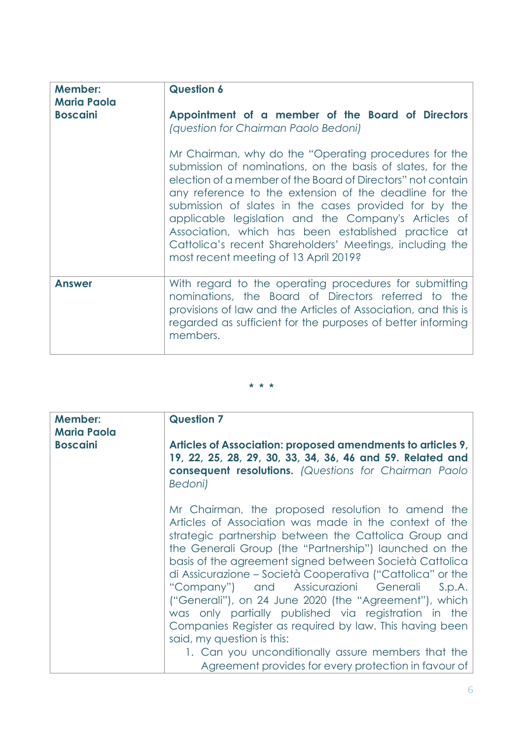| | |
|---|---|
| **Member: Maria Paola Boscaini** | **Question 6**<br><br>**Appointment of a member of the Board of Directors** *(question for Chairman Paolo Bedoni)*<br><br>Mr Chairman, why do the "Operating procedures for the submission of nominations, on the basis of slates, for the election of a member of the Board of Directors" not contain any reference to the extension of the deadline for the submission of slates in the cases provided for by the applicable legislation and the Company's Articles of Association, which has been established practice at Cattolica's recent Shareholders' Meetings, including the most recent meeting of 13 April 2019? |
| **Answer** | With regard to the operating procedures for submitting nominations, the Board of Directors referred to the provisions of law and the Articles of Association, and this is regarded as sufficient for the purposes of better informing members. |

\* \* \*

| | |
|---|---|
| **Member: Maria Paola Boscaini** | **Question 7**<br><br>**Articles of Association: proposed amendments to articles 9, 19, 22, 25, 28, 29, 30, 33, 34, 36, 46 and 59. Related and consequent resolutions.** *(Questions for Chairman Paolo Bedoni)*<br><br>Mr Chairman, the proposed resolution to amend the Articles of Association was made in the context of the strategic partnership between the Cattolica Group and the Generali Group (the "Partnership") launched on the basis of the agreement signed between Società Cattolica di Assicurazione – Società Cooperativa ("Cattolica" or the "Company") and Assicurazioni Generali S.p.A. ("Generali"), on 24 June 2020 (the "Agreement"), which was only partially published via registration in the Companies Register as required by law. This having been said, my question is this:<br>1. Can you unconditionally assure members that the Agreement provides for every protection in favour of |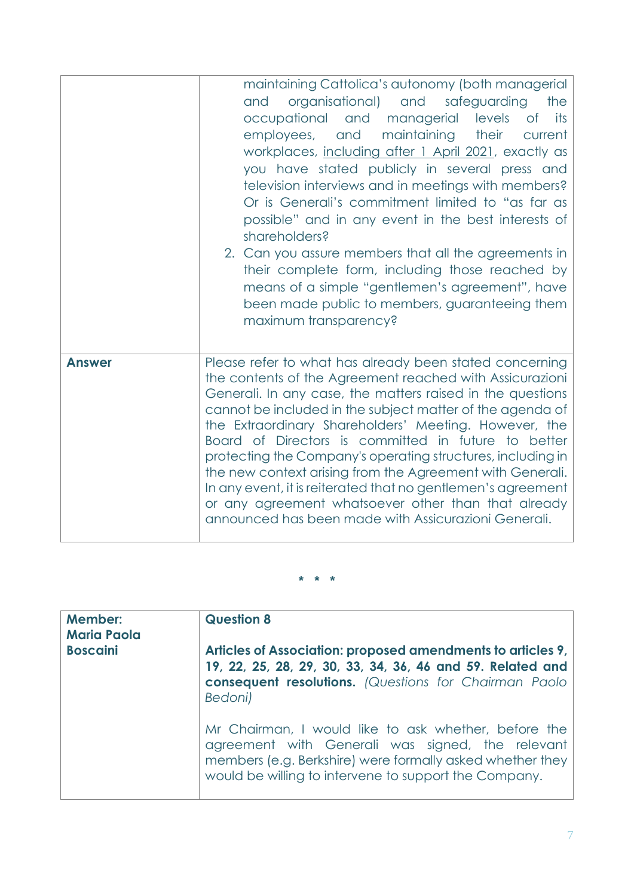| | |
|---|---|
| | maintaining Cattolica's autonomy (both managerial and organisational) and safeguarding the occupational and managerial levels of its employees, and maintaining their current workplaces, including after 1 April 2021, exactly as you have stated publicly in several press and television interviews and in meetings with members? Or is Generali's commitment limited to "as far as possible" and in any event in the best interests of shareholders?<br>2. Can you assure members that all the agreements in their complete form, including those reached by means of a simple "gentlemen's agreement", have been made public to members, guaranteeing them maximum transparency? |
| **Answer** | Please refer to what has already been stated concerning the contents of the Agreement reached with Assicurazioni Generali. In any case, the matters raised in the questions cannot be included in the subject matter of the agenda of the Extraordinary Shareholders' Meeting. However, the Board of Directors is committed in future to better protecting the Company's operating structures, including in the new context arising from the Agreement with Generali. In any event, it is reiterated that no gentlemen's agreement or any agreement whatsoever other than that already announced has been made with Assicurazioni Generali. |

\* \* \*

| | |
|---|---|
| **Member: Maria Paola Boscaini** | **Question 8**<br><br>**Articles of Association: proposed amendments to articles 9, 19, 22, 25, 28, 29, 30, 33, 34, 36, 46 and 59. Related and consequent resolutions.** *(Questions for Chairman Paolo Bedoni)*<br><br>Mr Chairman, I would like to ask whether, before the agreement with Generali was signed, the relevant members (e.g. Berkshire) were formally asked whether they would be willing to intervene to support the Company. |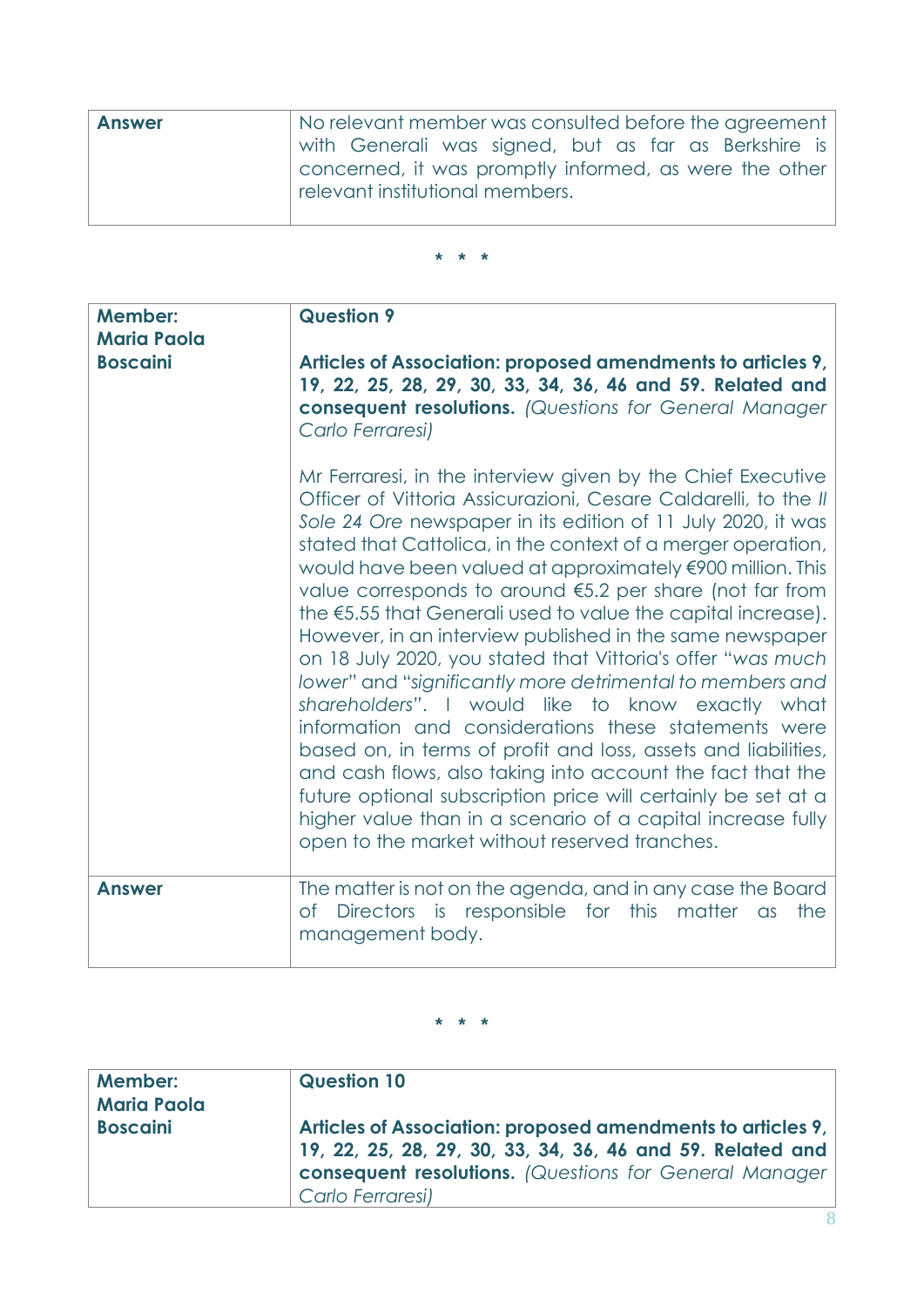| | |
|---|---|
| **Answer** | No relevant member was consulted before the agreement with Generali was signed, but as far as Berkshire is concerned, it was promptly informed, as were the other relevant institutional members. |

\* \* \*

| | |
|---|---|
| **Member: Maria Paola Boscaini** | **Question 9**<br><br>**Articles of Association: proposed amendments to articles 9, 19, 22, 25, 28, 29, 30, 33, 34, 36, 46 and 59. Related and consequent resolutions.** *(Questions for General Manager Carlo Ferraresi)*<br><br>Mr Ferraresi, in the interview given by the Chief Executive Officer of Vittoria Assicurazioni, Cesare Caldarelli, to the *Il Sole 24 Ore* newspaper in its edition of 11 July 2020, it was stated that Cattolica, in the context of a merger operation, would have been valued at approximately €900 million. This value corresponds to around €5.2 per share (not far from the €5.55 that Generali used to value the capital increase). However, in an interview published in the same newspaper on 18 July 2020, you stated that Vittoria's offer "*was much lower*" and "*significantly more detrimental to members and shareholders*". I would like to know exactly what information and considerations these statements were based on, in terms of profit and loss, assets and liabilities, and cash flows, also taking into account the fact that the future optional subscription price will certainly be set at a higher value than in a scenario of a capital increase fully open to the market without reserved tranches. |
| **Answer** | The matter is not on the agenda, and in any case the Board of Directors is responsible for this matter as the management body. |

\* \* \*

| | |
|---|---|
| **Member: Maria Paola Boscaini** | **Question 10**<br><br>**Articles of Association: proposed amendments to articles 9, 19, 22, 25, 28, 29, 30, 33, 34, 36, 46 and 59. Related and consequent resolutions.** *(Questions for General Manager Carlo Ferraresi)* |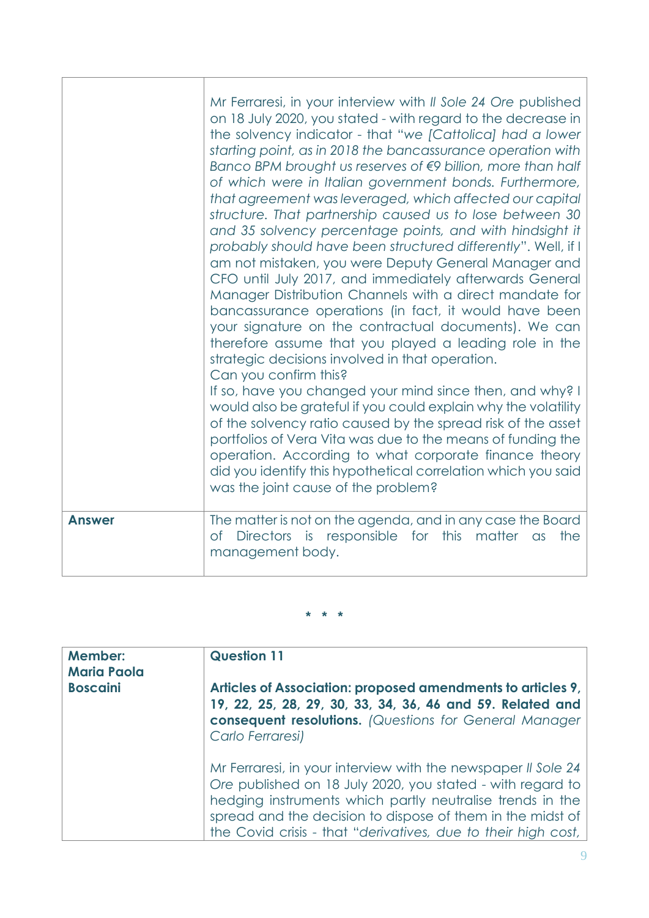| | |
|---|---|
| | Mr Ferraresi, in your interview with *Il Sole 24 Ore* published on 18 July 2020, you stated - with regard to the decrease in the solvency indicator - that "*we [Cattolica] had a lower starting point, as in 2018 the bancassurance operation with Banco BPM brought us reserves of €9 billion, more than half of which were in Italian government bonds. Furthermore, that agreement was leveraged, which affected our capital structure. That partnership caused us to lose between 30 and 35 solvency percentage points, and with hindsight it probably should have been structured differently*". Well, if I am not mistaken, you were Deputy General Manager and CFO until July 2017, and immediately afterwards General Manager Distribution Channels with a direct mandate for bancassurance operations (in fact, it would have been your signature on the contractual documents). We can therefore assume that you played a leading role in the strategic decisions involved in that operation.<br>Can you confirm this?<br>If so, have you changed your mind since then, and why? I would also be grateful if you could explain why the volatility of the solvency ratio caused by the spread risk of the asset portfolios of Vera Vita was due to the means of funding the operation. According to what corporate finance theory did you identify this hypothetical correlation which you said was the joint cause of the problem? |
| **Answer** | The matter is not on the agenda, and in any case the Board of Directors is responsible for this matter as the management body. |

\* \* \*

| | |
|---|---|
| **Member: Maria Paola Boscaini** | **Question 11**<br><br>**Articles of Association: proposed amendments to articles 9, 19, 22, 25, 28, 29, 30, 33, 34, 36, 46 and 59. Related and consequent resolutions.** *(Questions for General Manager Carlo Ferraresi)*<br><br>Mr Ferraresi, in your interview with the newspaper *Il Sole 24 Ore* published on 18 July 2020, you stated - with regard to hedging instruments which partly neutralise trends in the spread and the decision to dispose of them in the midst of the Covid crisis - that "*derivatives, due to their high cost,* |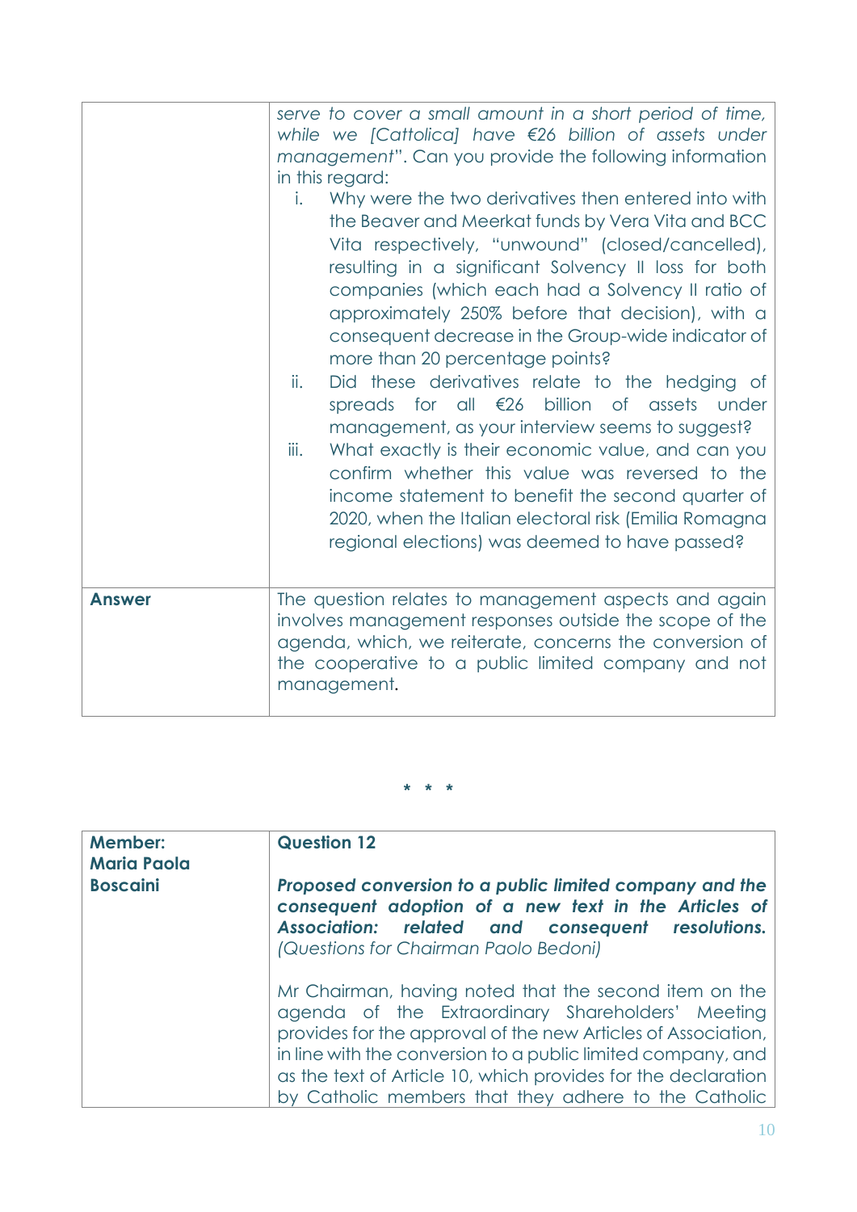| | |
|---|---|
| | *serve to cover a small amount in a short period of time, while we [Cattolica] have €26 billion of assets under management*". Can you provide the following information in this regard:<br>i. Why were the two derivatives then entered into with the Beaver and Meerkat funds by Vera Vita and BCC Vita respectively, "unwound" (closed/cancelled), resulting in a significant Solvency II loss for both companies (which each had a Solvency II ratio of approximately 250% before that decision), with a consequent decrease in the Group-wide indicator of more than 20 percentage points?<br>ii. Did these derivatives relate to the hedging of spreads for all €26 billion of assets under management, as your interview seems to suggest?<br>iii. What exactly is their economic value, and can you confirm whether this value was reversed to the income statement to benefit the second quarter of 2020, when the Italian electoral risk (Emilia Romagna regional elections) was deemed to have passed? |
| **Answer** | The question relates to management aspects and again involves management responses outside the scope of the agenda, which, we reiterate, concerns the conversion of the cooperative to a public limited company and not management. |

\* \* \*

| | |
|---|---|
| **Member: Maria Paola Boscaini** | **Question 12**<br><br>***Proposed conversion to a public limited company and the consequent adoption of a new text in the Articles of Association: related and consequent resolutions.*** *(Questions for Chairman Paolo Bedoni)*<br><br>Mr Chairman, having noted that the second item on the agenda of the Extraordinary Shareholders' Meeting provides for the approval of the new Articles of Association, in line with the conversion to a public limited company, and as the text of Article 10, which provides for the declaration by Catholic members that they adhere to the Catholic |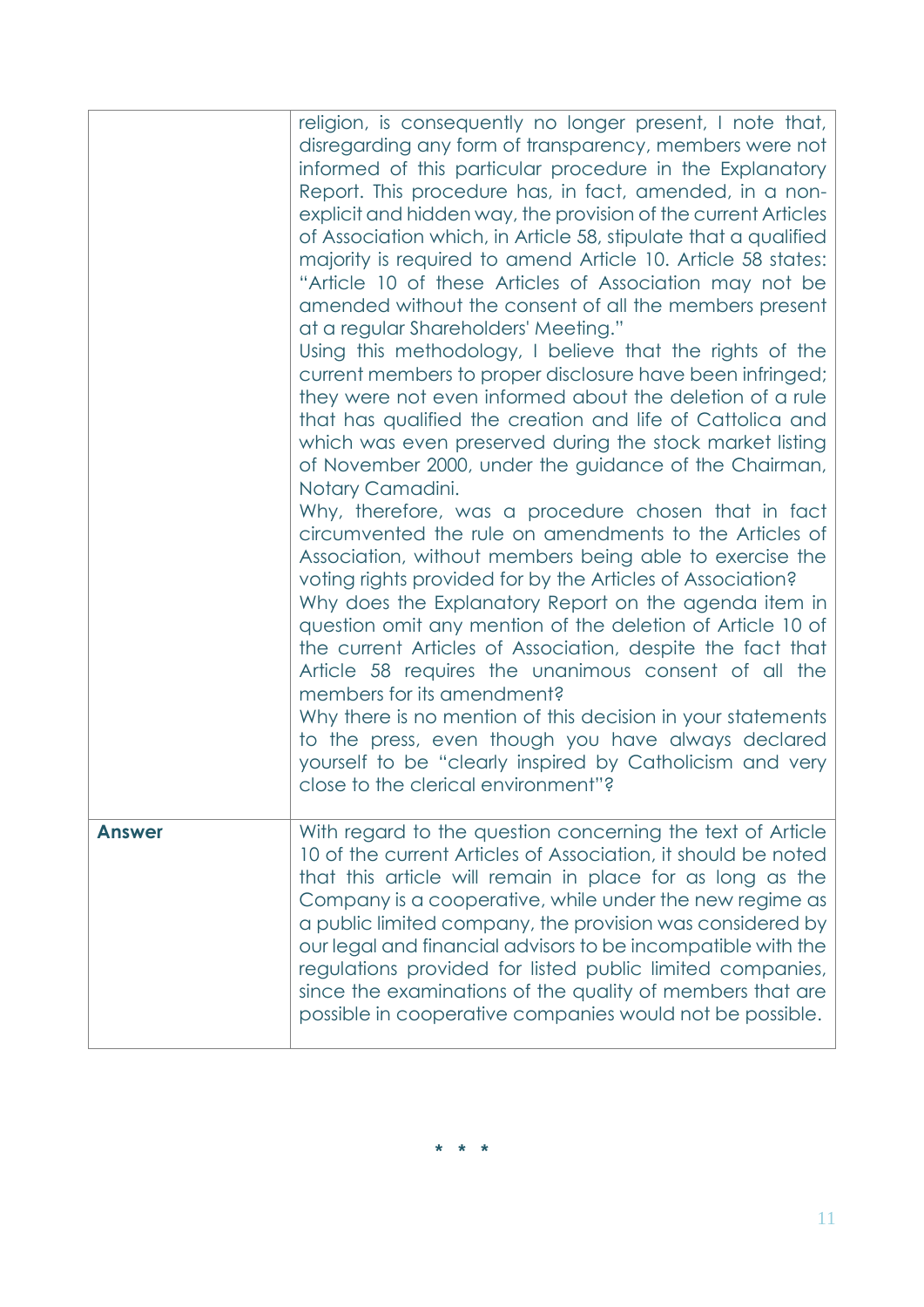| | |
|---|---|
| | religion, is consequently no longer present, I note that, disregarding any form of transparency, members were not informed of this particular procedure in the Explanatory Report. This procedure has, in fact, amended, in a non-explicit and hidden way, the provision of the current Articles of Association which, in Article 58, stipulate that a qualified majority is required to amend Article 10. Article 58 states: "Article 10 of these Articles of Association may not be amended without the consent of all the members present at a regular Shareholders' Meeting."<br>Using this methodology, I believe that the rights of the current members to proper disclosure have been infringed; they were not even informed about the deletion of a rule that has qualified the creation and life of Cattolica and which was even preserved during the stock market listing of November 2000, under the guidance of the Chairman, Notary Camadini.<br>Why, therefore, was a procedure chosen that in fact circumvented the rule on amendments to the Articles of Association, without members being able to exercise the voting rights provided for by the Articles of Association?<br>Why does the Explanatory Report on the agenda item in question omit any mention of the deletion of Article 10 of the current Articles of Association, despite the fact that Article 58 requires the unanimous consent of all the members for its amendment?<br>Why there is no mention of this decision in your statements to the press, even though you have always declared yourself to be "clearly inspired by Catholicism and very close to the clerical environment"? |
| **Answer** | With regard to the question concerning the text of Article 10 of the current Articles of Association, it should be noted that this article will remain in place for as long as the Company is a cooperative, while under the new regime as a public limited company, the provision was considered by our legal and financial advisors to be incompatible with the regulations provided for listed public limited companies, since the examinations of the quality of members that are possible in cooperative companies would not be possible. |

\* \* \*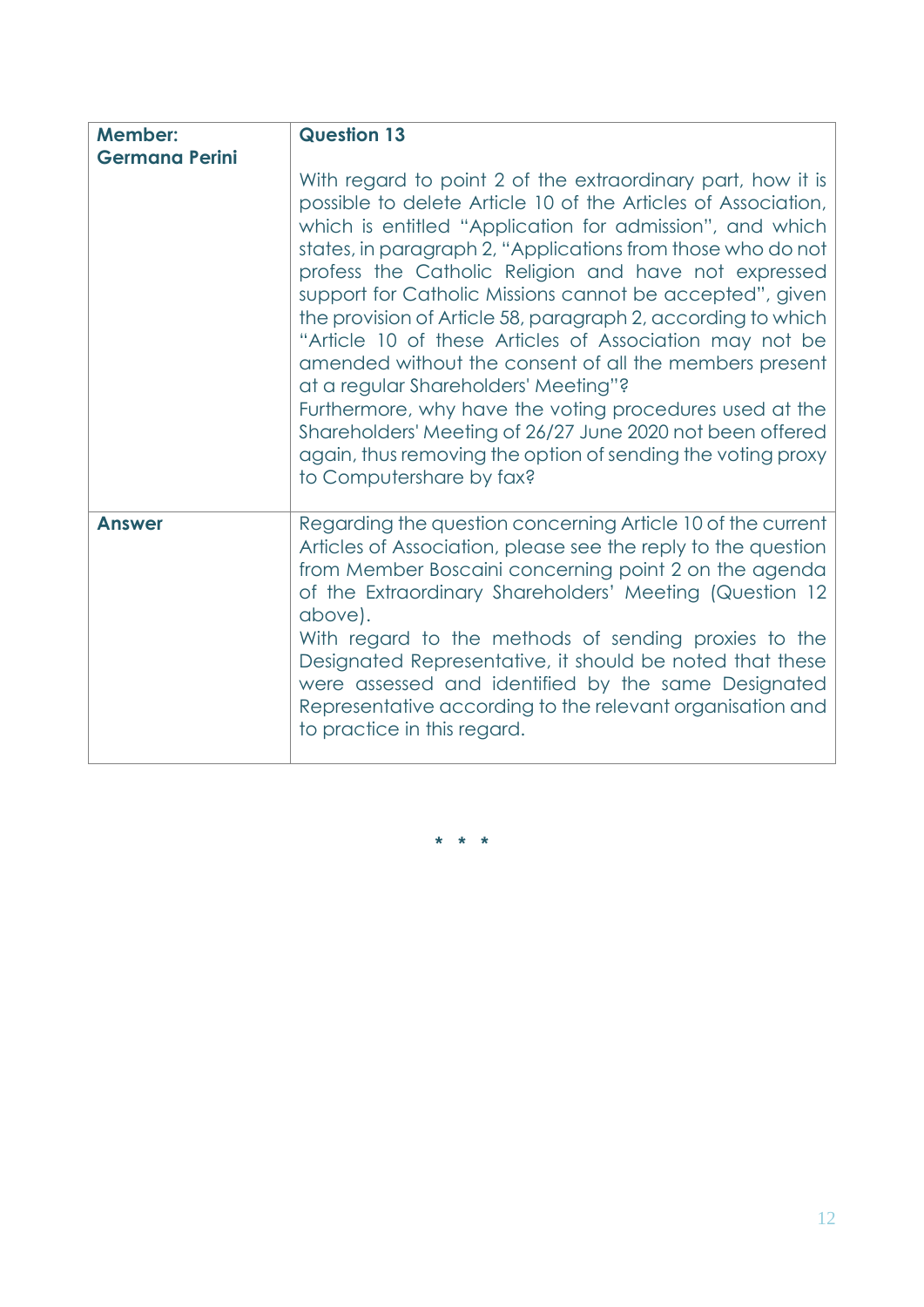| | |
|---|---|
| **Member: Germana Perini** | **Question 13**<br><br>With regard to point 2 of the extraordinary part, how it is possible to delete Article 10 of the Articles of Association, which is entitled "Application for admission", and which states, in paragraph 2, "Applications from those who do not profess the Catholic Religion and have not expressed support for Catholic Missions cannot be accepted", given the provision of Article 58, paragraph 2, according to which "Article 10 of these Articles of Association may not be amended without the consent of all the members present at a regular Shareholders' Meeting"?<br>Furthermore, why have the voting procedures used at the Shareholders' Meeting of 26/27 June 2020 not been offered again, thus removing the option of sending the voting proxy to Computershare by fax? |
| **Answer** | Regarding the question concerning Article 10 of the current Articles of Association, please see the reply to the question from Member Boscaini concerning point 2 on the agenda of the Extraordinary Shareholders' Meeting (Question 12 above).<br>With regard to the methods of sending proxies to the Designated Representative, it should be noted that these were assessed and identified by the same Designated Representative according to the relevant organisation and to practice in this regard. |

\* \* \*